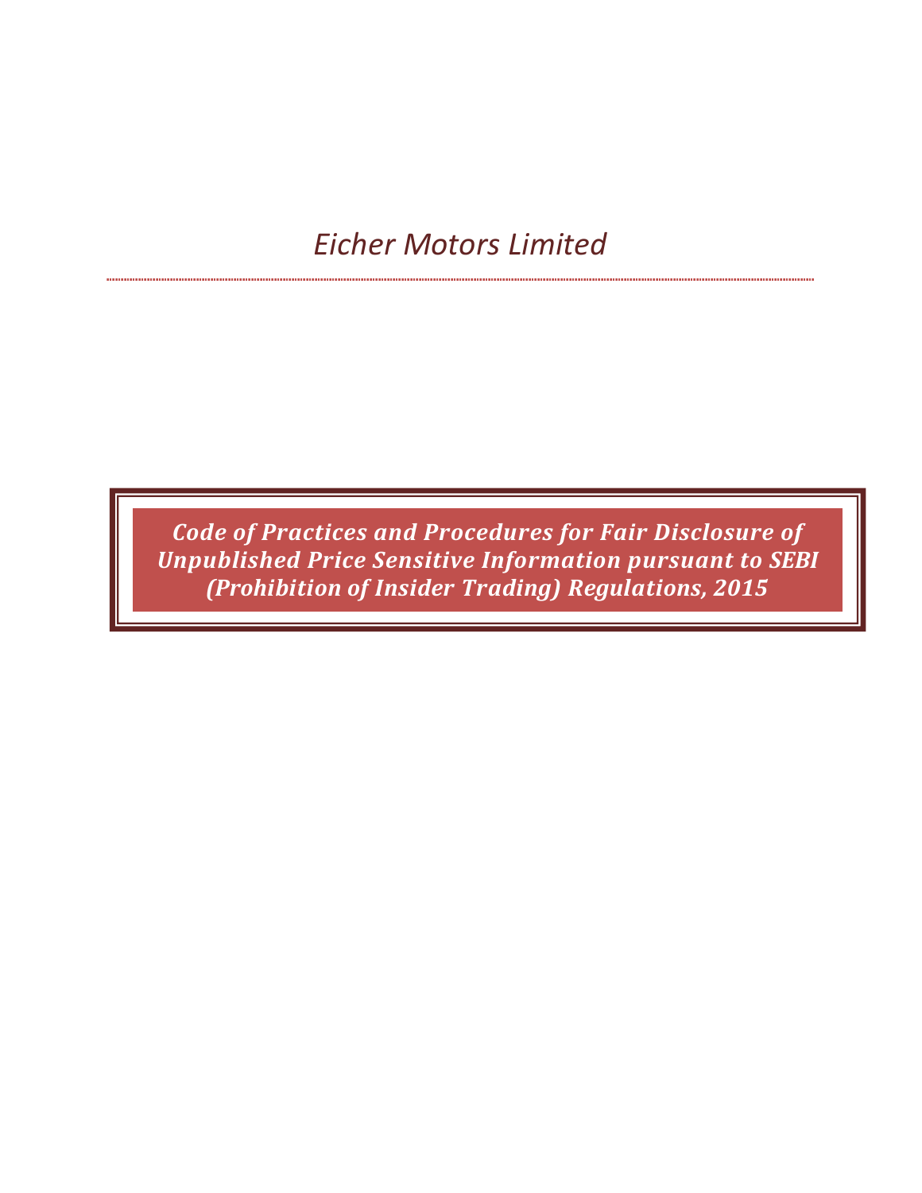# *Eicher Motors Limited*

## ***Code of Practices and Procedures for Fair Disclosure of Unpublished Price Sensitive Information pursuant to SEBI (Prohibition of Insider Trading) Regulations, 2015***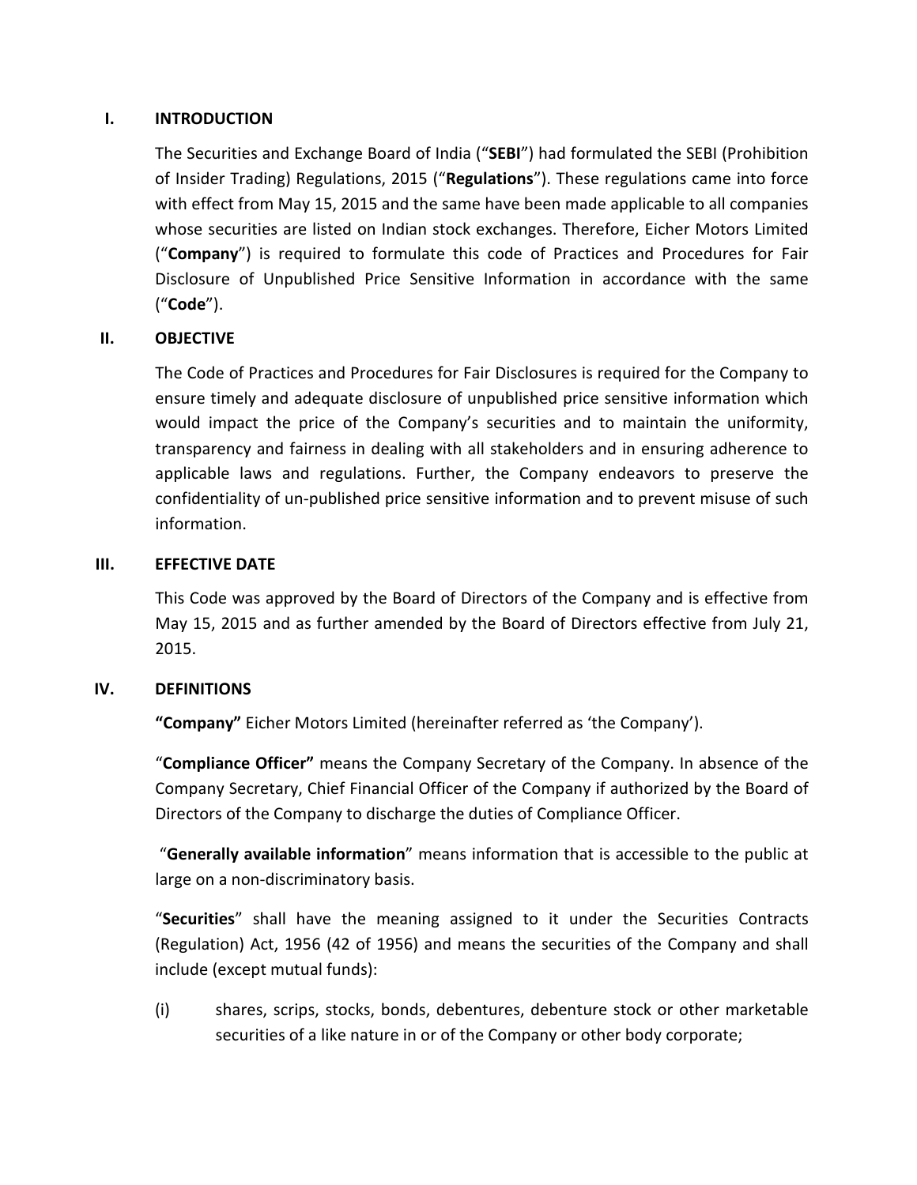## I. INTRODUCTION

The Securities and Exchange Board of India ("**SEBI**") had formulated the SEBI (Prohibition of Insider Trading) Regulations, 2015 ("**Regulations**"). These regulations came into force with effect from May 15, 2015 and the same have been made applicable to all companies whose securities are listed on Indian stock exchanges. Therefore, Eicher Motors Limited ("**Company**") is required to formulate this code of Practices and Procedures for Fair Disclosure of Unpublished Price Sensitive Information in accordance with the same ("**Code**").

## II. OBJECTIVE

The Code of Practices and Procedures for Fair Disclosures is required for the Company to ensure timely and adequate disclosure of unpublished price sensitive information which would impact the price of the Company's securities and to maintain the uniformity, transparency and fairness in dealing with all stakeholders and in ensuring adherence to applicable laws and regulations. Further, the Company endeavors to preserve the confidentiality of un-published price sensitive information and to prevent misuse of such information.

## III. EFFECTIVE DATE

This Code was approved by the Board of Directors of the Company and is effective from May 15, 2015 and as further amended by the Board of Directors effective from July 21, 2015.

## IV. DEFINITIONS

**"Company"** Eicher Motors Limited (hereinafter referred as 'the Company').

"**Compliance Officer"** means the Company Secretary of the Company. In absence of the Company Secretary, Chief Financial Officer of the Company if authorized by the Board of Directors of the Company to discharge the duties of Compliance Officer.

"**Generally available information**" means information that is accessible to the public at large on a non-discriminatory basis.

"**Securities**" shall have the meaning assigned to it under the Securities Contracts (Regulation) Act, 1956 (42 of 1956) and means the securities of the Company and shall include (except mutual funds):

(i) shares, scrips, stocks, bonds, debentures, debenture stock or other marketable securities of a like nature in or of the Company or other body corporate;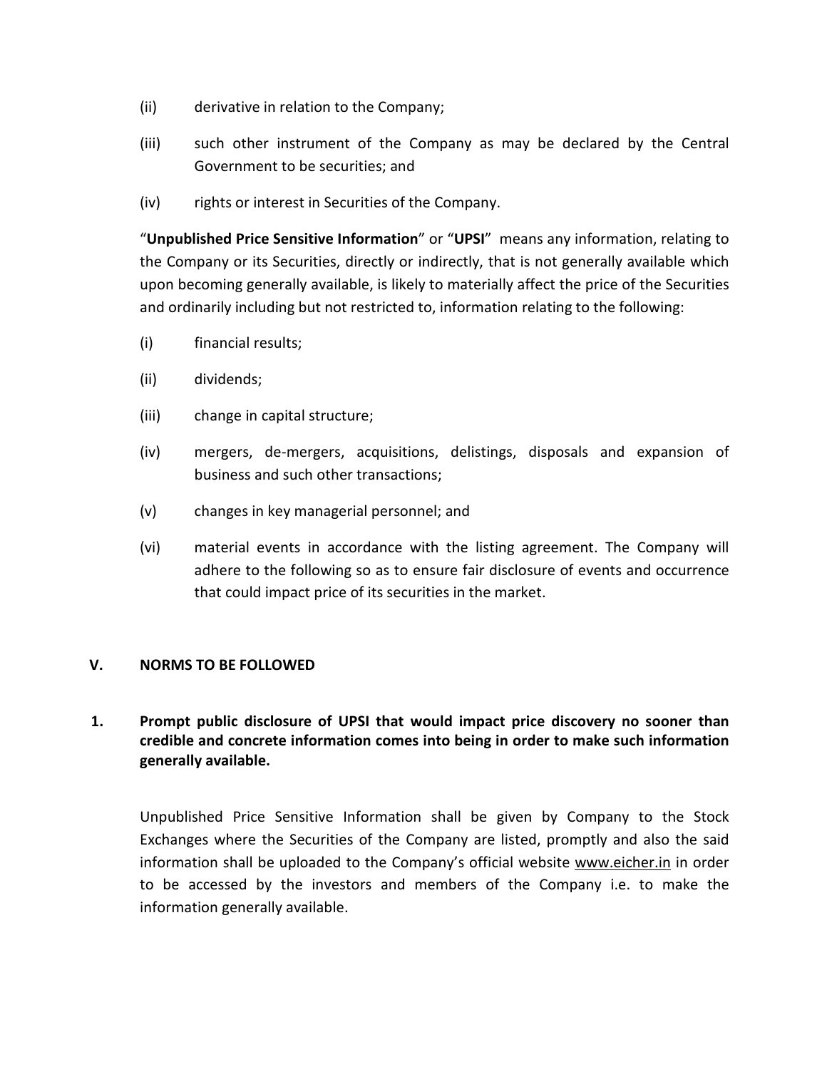(ii) derivative in relation to the Company;

(iii) such other instrument of the Company as may be declared by the Central Government to be securities; and

(iv) rights or interest in Securities of the Company.

"**Unpublished Price Sensitive Information**" or "**UPSI**" means any information, relating to the Company or its Securities, directly or indirectly, that is not generally available which upon becoming generally available, is likely to materially affect the price of the Securities and ordinarily including but not restricted to, information relating to the following:

(i) financial results;

(ii) dividends;

(iii) change in capital structure;

(iv) mergers, de-mergers, acquisitions, delistings, disposals and expansion of business and such other transactions;

(v) changes in key managerial personnel; and

(vi) material events in accordance with the listing agreement. The Company will adhere to the following so as to ensure fair disclosure of events and occurrence that could impact price of its securities in the market.

## V. NORMS TO BE FOLLOWED

### 1. Prompt public disclosure of UPSI that would impact price discovery no sooner than credible and concrete information comes into being in order to make such information generally available.

Unpublished Price Sensitive Information shall be given by Company to the Stock Exchanges where the Securities of the Company are listed, promptly and also the said information shall be uploaded to the Company's official website www.eicher.in in order to be accessed by the investors and members of the Company i.e. to make the information generally available.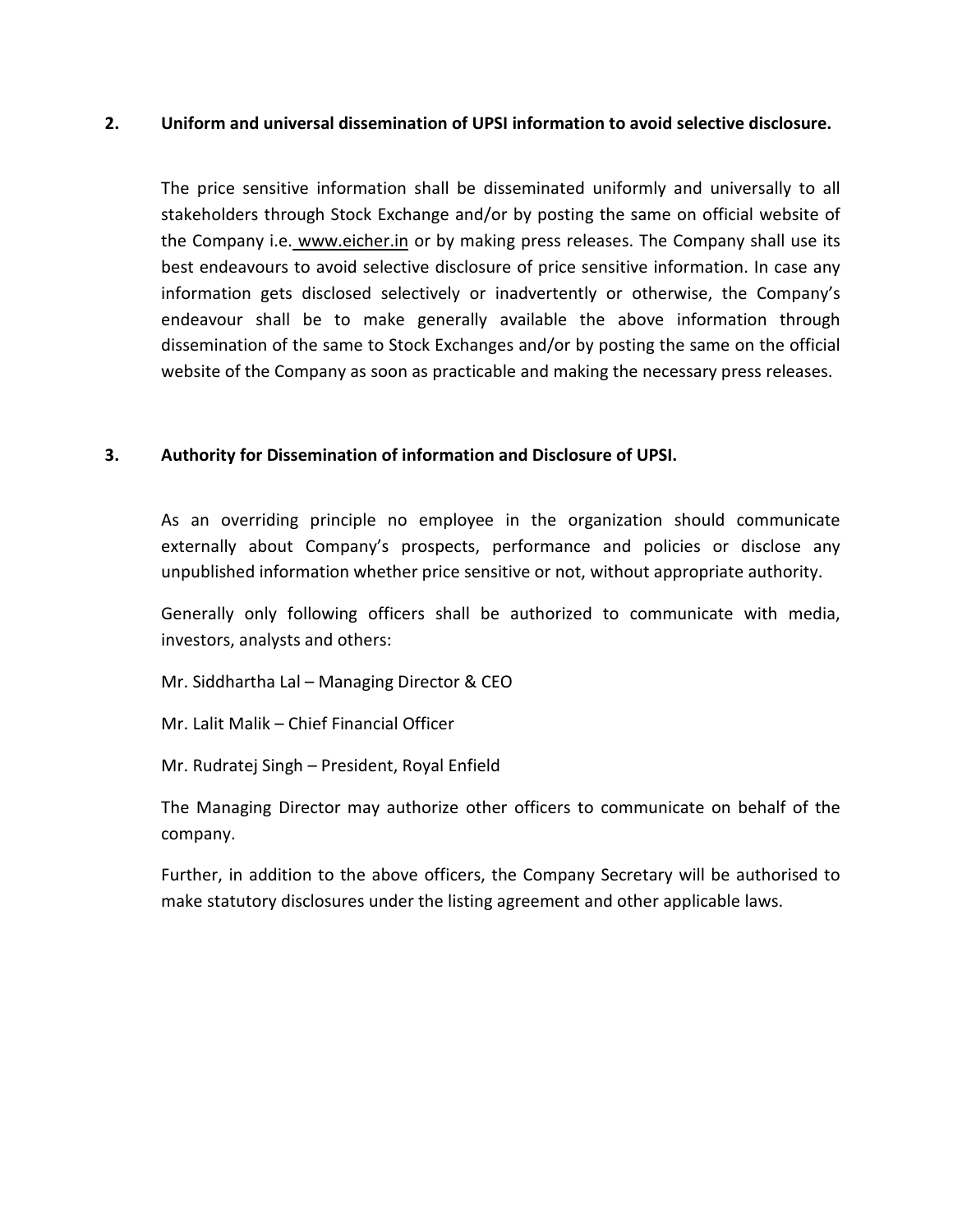**2. Uniform and universal dissemination of UPSI information to avoid selective disclosure.**

The price sensitive information shall be disseminated uniformly and universally to all stakeholders through Stock Exchange and/or by posting the same on official website of the Company i.e. www.eicher.in or by making press releases. The Company shall use its best endeavours to avoid selective disclosure of price sensitive information. In case any information gets disclosed selectively or inadvertently or otherwise, the Company's endeavour shall be to make generally available the above information through dissemination of the same to Stock Exchanges and/or by posting the same on the official website of the Company as soon as practicable and making the necessary press releases.

**3. Authority for Dissemination of information and Disclosure of UPSI.**

As an overriding principle no employee in the organization should communicate externally about Company's prospects, performance and policies or disclose any unpublished information whether price sensitive or not, without appropriate authority.

Generally only following officers shall be authorized to communicate with media, investors, analysts and others:

Mr. Siddhartha Lal – Managing Director & CEO

Mr. Lalit Malik – Chief Financial Officer

Mr. Rudratej Singh – President, Royal Enfield

The Managing Director may authorize other officers to communicate on behalf of the company.

Further, in addition to the above officers, the Company Secretary will be authorised to make statutory disclosures under the listing agreement and other applicable laws.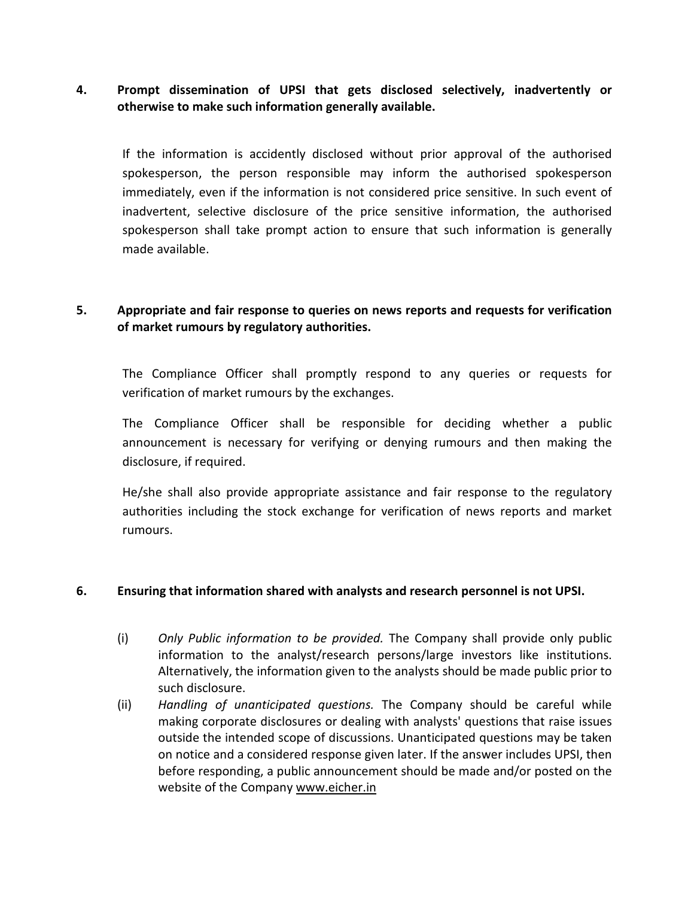## 4. Prompt dissemination of UPSI that gets disclosed selectively, inadvertently or otherwise to make such information generally available.

If the information is accidently disclosed without prior approval of the authorised spokesperson, the person responsible may inform the authorised spokesperson immediately, even if the information is not considered price sensitive. In such event of inadvertent, selective disclosure of the price sensitive information, the authorised spokesperson shall take prompt action to ensure that such information is generally made available.

## 5. Appropriate and fair response to queries on news reports and requests for verification of market rumours by regulatory authorities.

The Compliance Officer shall promptly respond to any queries or requests for verification of market rumours by the exchanges.

The Compliance Officer shall be responsible for deciding whether a public announcement is necessary for verifying or denying rumours and then making the disclosure, if required.

He/she shall also provide appropriate assistance and fair response to the regulatory authorities including the stock exchange for verification of news reports and market rumours.

## 6. Ensuring that information shared with analysts and research personnel is not UPSI.

(i) *Only Public information to be provided.* The Company shall provide only public information to the analyst/research persons/large investors like institutions. Alternatively, the information given to the analysts should be made public prior to such disclosure.

(ii) *Handling of unanticipated questions.* The Company should be careful while making corporate disclosures or dealing with analysts' questions that raise issues outside the intended scope of discussions. Unanticipated questions may be taken on notice and a considered response given later. If the answer includes UPSI, then before responding, a public announcement should be made and/or posted on the website of the Company www.eicher.in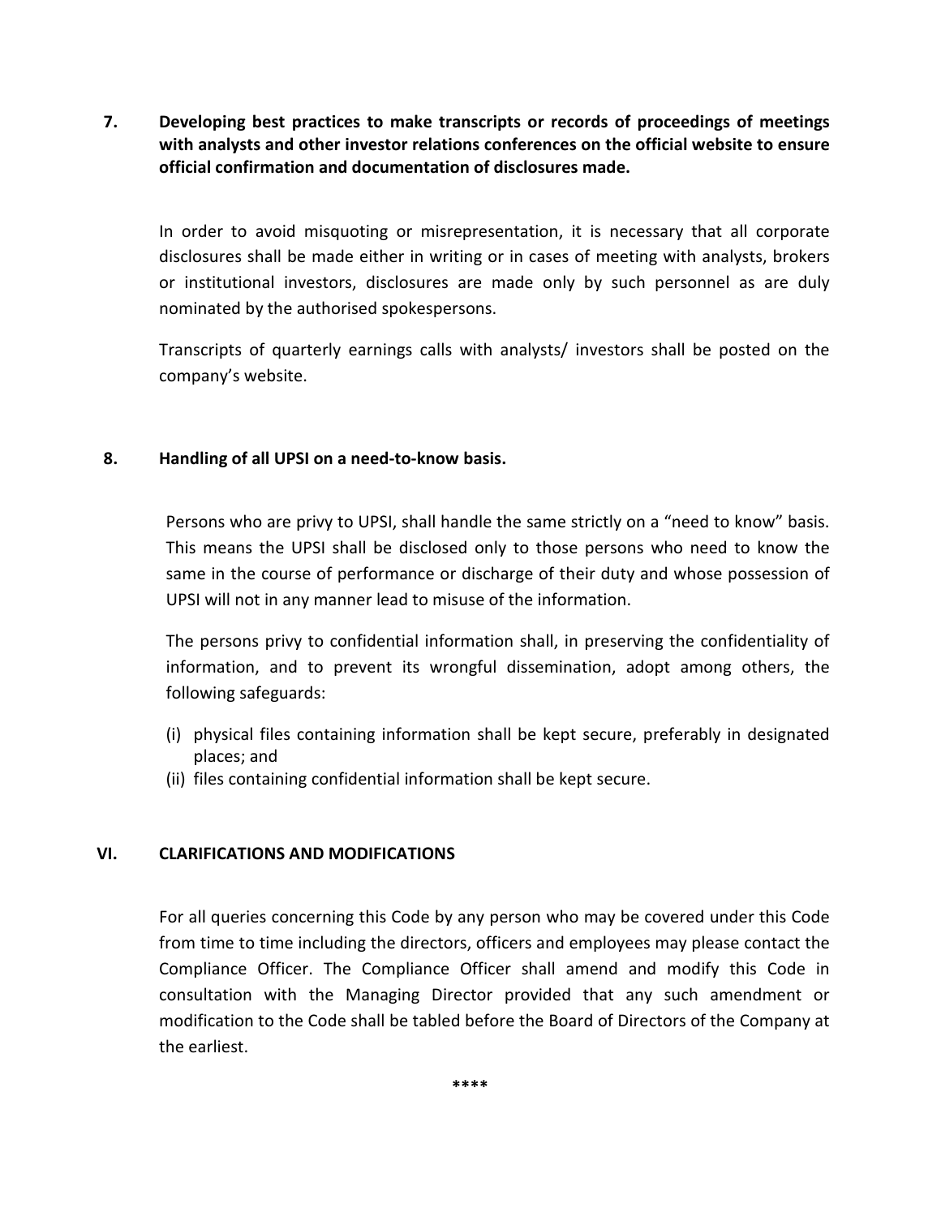**7. Developing best practices to make transcripts or records of proceedings of meetings with analysts and other investor relations conferences on the official website to ensure official confirmation and documentation of disclosures made.**

In order to avoid misquoting or misrepresentation, it is necessary that all corporate disclosures shall be made either in writing or in cases of meeting with analysts, brokers or institutional investors, disclosures are made only by such personnel as are duly nominated by the authorised spokespersons.

Transcripts of quarterly earnings calls with analysts/ investors shall be posted on the company's website.

**8. Handling of all UPSI on a need-to-know basis.**

Persons who are privy to UPSI, shall handle the same strictly on a "need to know" basis. This means the UPSI shall be disclosed only to those persons who need to know the same in the course of performance or discharge of their duty and whose possession of UPSI will not in any manner lead to misuse of the information.

The persons privy to confidential information shall, in preserving the confidentiality of information, and to prevent its wrongful dissemination, adopt among others, the following safeguards:

(i) physical files containing information shall be kept secure, preferably in designated places; and
(ii) files containing confidential information shall be kept secure.

## VI. CLARIFICATIONS AND MODIFICATIONS

For all queries concerning this Code by any person who may be covered under this Code from time to time including the directors, officers and employees may please contact the Compliance Officer. The Compliance Officer shall amend and modify this Code in consultation with the Managing Director provided that any such amendment or modification to the Code shall be tabled before the Board of Directors of the Company at the earliest.

****